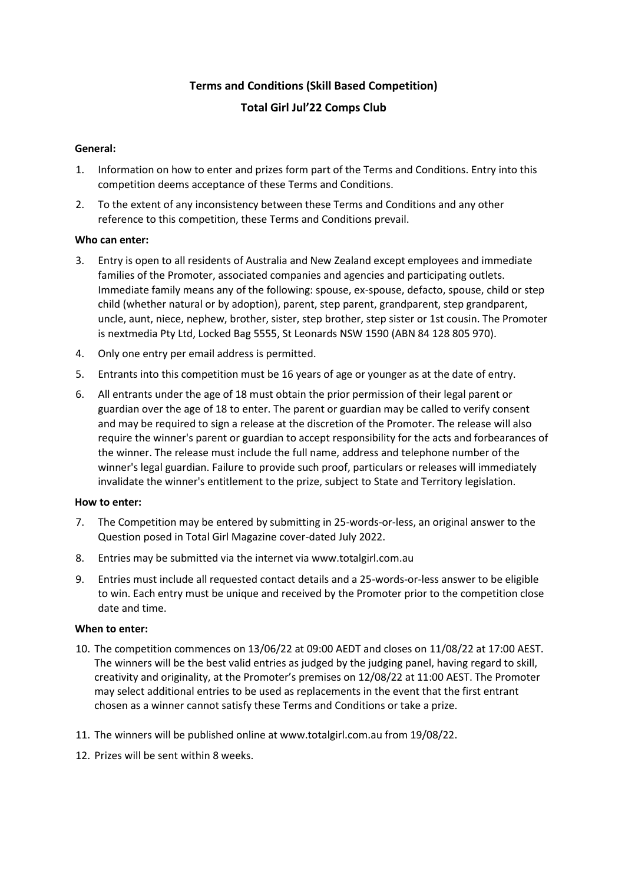# Terms and Conditions (Skill Based Competition)

## Total Girl Jul'22 Comps Club

**General:**

1. Information on how to enter and prizes form part of the Terms and Conditions. Entry into this competition deems acceptance of these Terms and Conditions.
2. To the extent of any inconsistency between these Terms and Conditions and any other reference to this competition, these Terms and Conditions prevail.

**Who can enter:**

3. Entry is open to all residents of Australia and New Zealand except employees and immediate families of the Promoter, associated companies and agencies and participating outlets. Immediate family means any of the following: spouse, ex-spouse, defacto, spouse, child or step child (whether natural or by adoption), parent, step parent, grandparent, step grandparent, uncle, aunt, niece, nephew, brother, sister, step brother, step sister or 1st cousin. The Promoter is nextmedia Pty Ltd, Locked Bag 5555, St Leonards NSW 1590 (ABN 84 128 805 970).
4. Only one entry per email address is permitted.
5. Entrants into this competition must be 16 years of age or younger as at the date of entry.
6. All entrants under the age of 18 must obtain the prior permission of their legal parent or guardian over the age of 18 to enter. The parent or guardian may be called to verify consent and may be required to sign a release at the discretion of the Promoter. The release will also require the winner's parent or guardian to accept responsibility for the acts and forbearances of the winner. The release must include the full name, address and telephone number of the winner's legal guardian. Failure to provide such proof, particulars or releases will immediately invalidate the winner's entitlement to the prize, subject to State and Territory legislation.

**How to enter:**

7. The Competition may be entered by submitting in 25-words-or-less, an original answer to the Question posed in Total Girl Magazine cover-dated July 2022.
8. Entries may be submitted via the internet via www.totalgirl.com.au
9. Entries must include all requested contact details and a 25-words-or-less answer to be eligible to win. Each entry must be unique and received by the Promoter prior to the competition close date and time.

**When to enter:**

10. The competition commences on 13/06/22 at 09:00 AEDT and closes on 11/08/22 at 17:00 AEST. The winners will be the best valid entries as judged by the judging panel, having regard to skill, creativity and originality, at the Promoter's premises on 12/08/22 at 11:00 AEST. The Promoter may select additional entries to be used as replacements in the event that the first entrant chosen as a winner cannot satisfy these Terms and Conditions or take a prize.
11. The winners will be published online at www.totalgirl.com.au from 19/08/22.
12. Prizes will be sent within 8 weeks.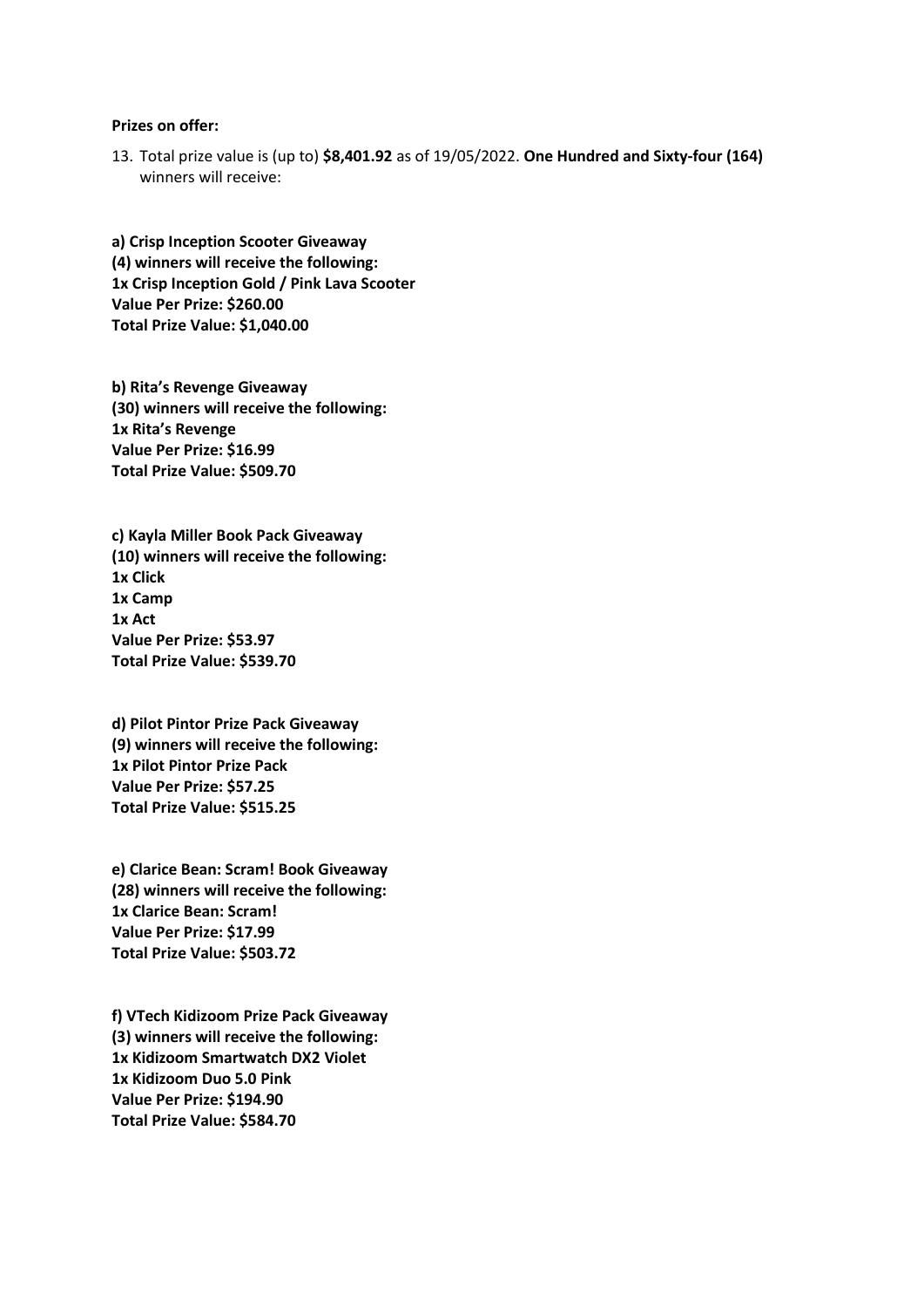**Prizes on offer:**

13. Total prize value is (up to) **$8,401.92** as of 19/05/2022. **One Hundred and Sixty-four (164)** winners will receive:

**a) Crisp Inception Scooter Giveaway**
**(4) winners will receive the following:**
**1x Crisp Inception Gold / Pink Lava Scooter**
**Value Per Prize: $260.00**
**Total Prize Value: $1,040.00**

**b) Rita's Revenge Giveaway**
**(30) winners will receive the following:**
**1x Rita's Revenge**
**Value Per Prize: $16.99**
**Total Prize Value: $509.70**

**c) Kayla Miller Book Pack Giveaway**
**(10) winners will receive the following:**
**1x Click**
**1x Camp**
**1x Act**
**Value Per Prize: $53.97**
**Total Prize Value: $539.70**

**d) Pilot Pintor Prize Pack Giveaway**
**(9) winners will receive the following:**
**1x Pilot Pintor Prize Pack**
**Value Per Prize: $57.25**
**Total Prize Value: $515.25**

**e) Clarice Bean: Scram! Book Giveaway**
**(28) winners will receive the following:**
**1x Clarice Bean: Scram!**
**Value Per Prize: $17.99**
**Total Prize Value: $503.72**

**f) VTech Kidizoom Prize Pack Giveaway**
**(3) winners will receive the following:**
**1x Kidizoom Smartwatch DX2 Violet**
**1x Kidizoom Duo 5.0 Pink**
**Value Per Prize: $194.90**
**Total Prize Value: $584.70**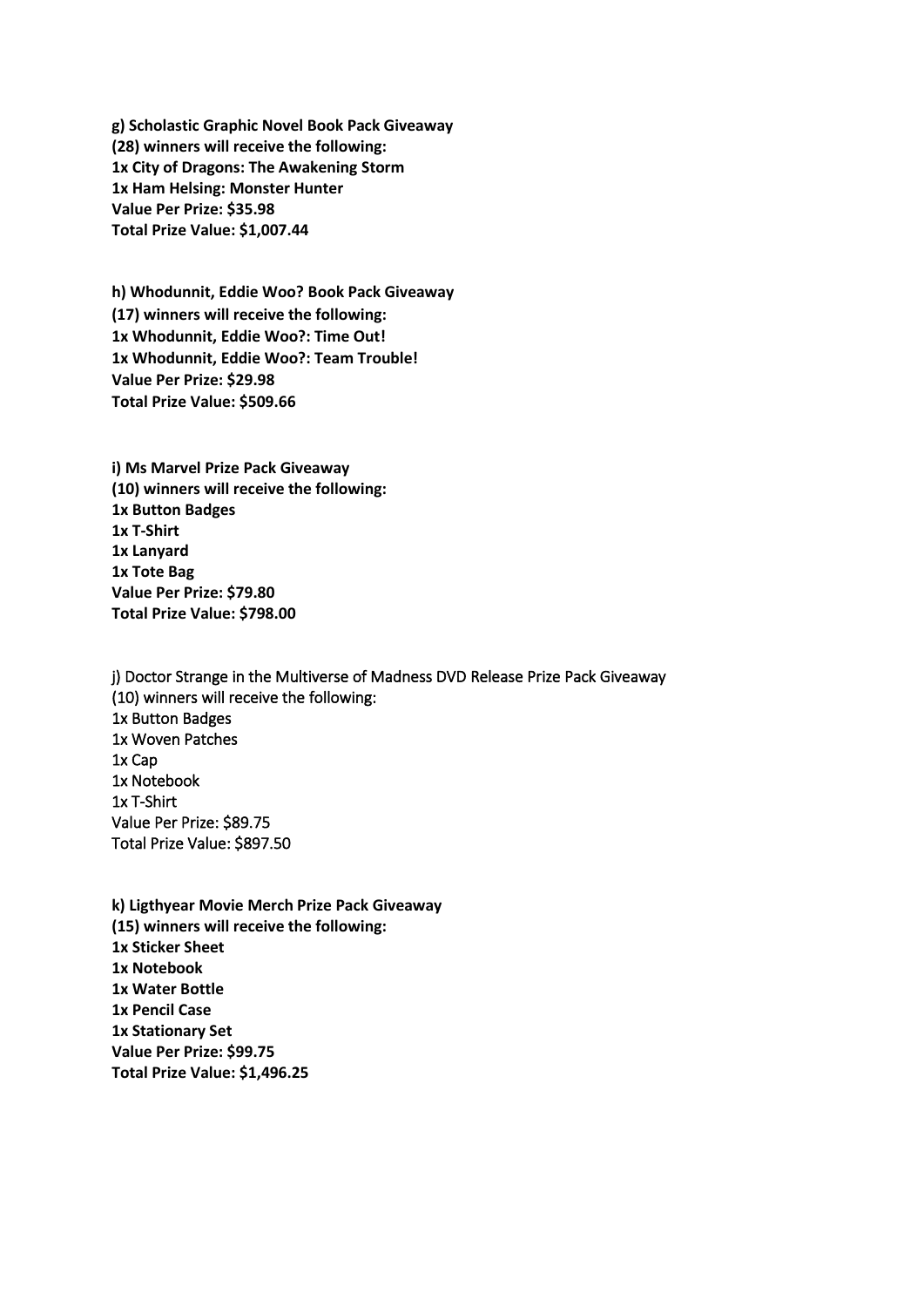**g) Scholastic Graphic Novel Book Pack Giveaway**
**(28) winners will receive the following:**
**1x City of Dragons: The Awakening Storm**
**1x Ham Helsing: Monster Hunter**
**Value Per Prize: $35.98**
**Total Prize Value: $1,007.44**

**h) Whodunnit, Eddie Woo? Book Pack Giveaway**
**(17) winners will receive the following:**
**1x Whodunnit, Eddie Woo?: Time Out!**
**1x Whodunnit, Eddie Woo?: Team Trouble!**
**Value Per Prize: $29.98**
**Total Prize Value: $509.66**

**i) Ms Marvel Prize Pack Giveaway**
**(10) winners will receive the following:**
**1x Button Badges**
**1x T-Shirt**
**1x Lanyard**
**1x Tote Bag**
**Value Per Prize: $79.80**
**Total Prize Value: $798.00**

j) Doctor Strange in the Multiverse of Madness DVD Release Prize Pack Giveaway
(10) winners will receive the following:
1x Button Badges
1x Woven Patches
1x Cap
1x Notebook
1x T-Shirt
Value Per Prize: $89.75
Total Prize Value: $897.50

**k) Ligthyear Movie Merch Prize Pack Giveaway**
**(15) winners will receive the following:**
**1x Sticker Sheet**
**1x Notebook**
**1x Water Bottle**
**1x Pencil Case**
**1x Stationary Set**
**Value Per Prize: $99.75**
**Total Prize Value: $1,496.25**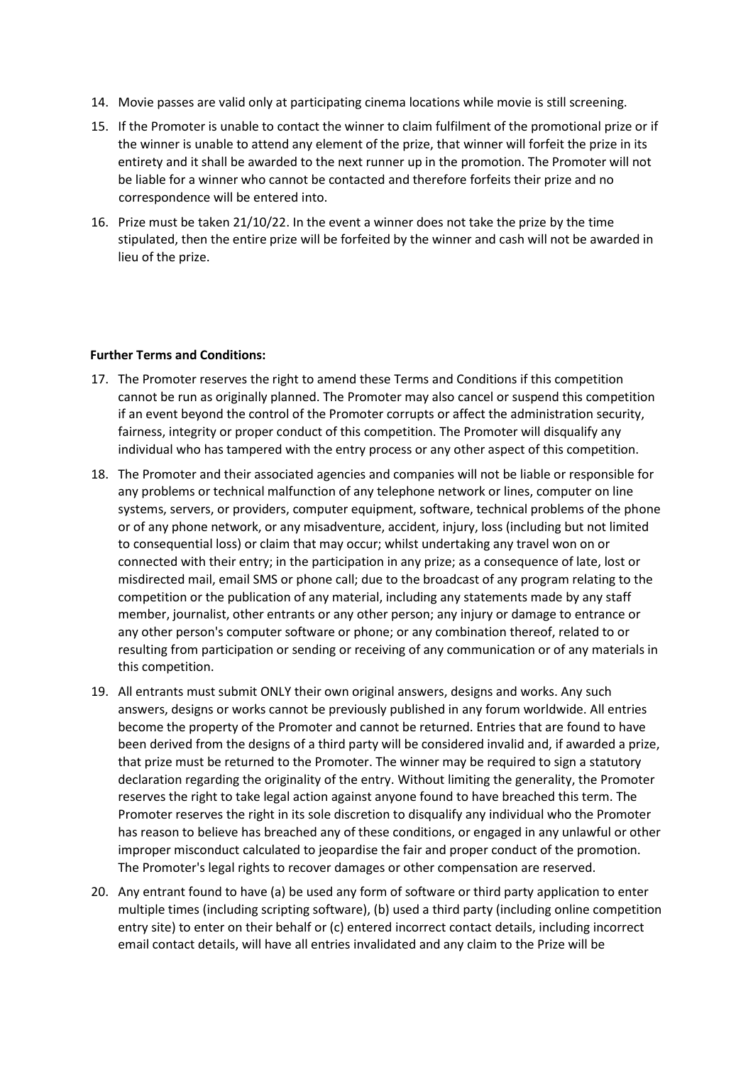14. Movie passes are valid only at participating cinema locations while movie is still screening.
15. If the Promoter is unable to contact the winner to claim fulfilment of the promotional prize or if the winner is unable to attend any element of the prize, that winner will forfeit the prize in its entirety and it shall be awarded to the next runner up in the promotion. The Promoter will not be liable for a winner who cannot be contacted and therefore forfeits their prize and no correspondence will be entered into.
16. Prize must be taken 21/10/22. In the event a winner does not take the prize by the time stipulated, then the entire prize will be forfeited by the winner and cash will not be awarded in lieu of the prize.

**Further Terms and Conditions:**

17. The Promoter reserves the right to amend these Terms and Conditions if this competition cannot be run as originally planned. The Promoter may also cancel or suspend this competition if an event beyond the control of the Promoter corrupts or affect the administration security, fairness, integrity or proper conduct of this competition. The Promoter will disqualify any individual who has tampered with the entry process or any other aspect of this competition.
18. The Promoter and their associated agencies and companies will not be liable or responsible for any problems or technical malfunction of any telephone network or lines, computer on line systems, servers, or providers, computer equipment, software, technical problems of the phone or of any phone network, or any misadventure, accident, injury, loss (including but not limited to consequential loss) or claim that may occur; whilst undertaking any travel won on or connected with their entry; in the participation in any prize; as a consequence of late, lost or misdirected mail, email SMS or phone call; due to the broadcast of any program relating to the competition or the publication of any material, including any statements made by any staff member, journalist, other entrants or any other person; any injury or damage to entrance or any other person's computer software or phone; or any combination thereof, related to or resulting from participation or sending or receiving of any communication or of any materials in this competition.
19. All entrants must submit ONLY their own original answers, designs and works. Any such answers, designs or works cannot be previously published in any forum worldwide. All entries become the property of the Promoter and cannot be returned. Entries that are found to have been derived from the designs of a third party will be considered invalid and, if awarded a prize, that prize must be returned to the Promoter. The winner may be required to sign a statutory declaration regarding the originality of the entry. Without limiting the generality, the Promoter reserves the right to take legal action against anyone found to have breached this term. The Promoter reserves the right in its sole discretion to disqualify any individual who the Promoter has reason to believe has breached any of these conditions, or engaged in any unlawful or other improper misconduct calculated to jeopardise the fair and proper conduct of the promotion. The Promoter's legal rights to recover damages or other compensation are reserved.
20. Any entrant found to have (a) be used any form of software or third party application to enter multiple times (including scripting software), (b) used a third party (including online competition entry site) to enter on their behalf or (c) entered incorrect contact details, including incorrect email contact details, will have all entries invalidated and any claim to the Prize will be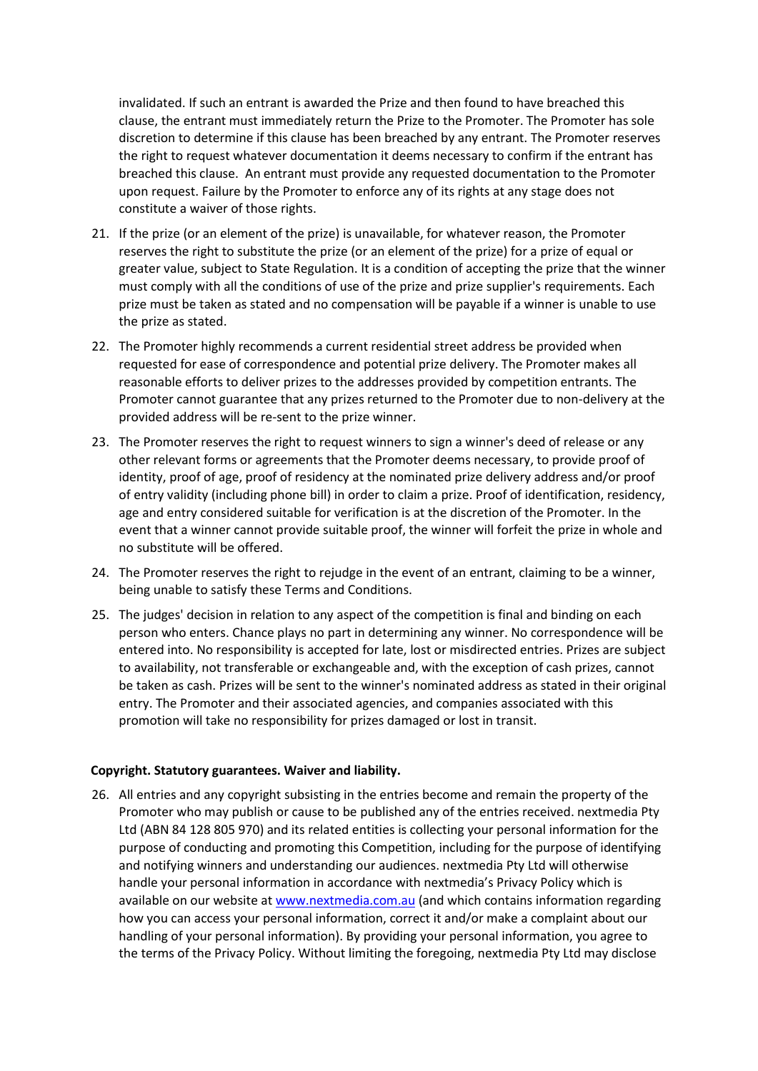invalidated. If such an entrant is awarded the Prize and then found to have breached this clause, the entrant must immediately return the Prize to the Promoter. The Promoter has sole discretion to determine if this clause has been breached by any entrant. The Promoter reserves the right to request whatever documentation it deems necessary to confirm if the entrant has breached this clause. An entrant must provide any requested documentation to the Promoter upon request. Failure by the Promoter to enforce any of its rights at any stage does not constitute a waiver of those rights.

21. If the prize (or an element of the prize) is unavailable, for whatever reason, the Promoter reserves the right to substitute the prize (or an element of the prize) for a prize of equal or greater value, subject to State Regulation. It is a condition of accepting the prize that the winner must comply with all the conditions of use of the prize and prize supplier's requirements. Each prize must be taken as stated and no compensation will be payable if a winner is unable to use the prize as stated.
22. The Promoter highly recommends a current residential street address be provided when requested for ease of correspondence and potential prize delivery. The Promoter makes all reasonable efforts to deliver prizes to the addresses provided by competition entrants. The Promoter cannot guarantee that any prizes returned to the Promoter due to non-delivery at the provided address will be re-sent to the prize winner.
23. The Promoter reserves the right to request winners to sign a winner's deed of release or any other relevant forms or agreements that the Promoter deems necessary, to provide proof of identity, proof of age, proof of residency at the nominated prize delivery address and/or proof of entry validity (including phone bill) in order to claim a prize. Proof of identification, residency, age and entry considered suitable for verification is at the discretion of the Promoter. In the event that a winner cannot provide suitable proof, the winner will forfeit the prize in whole and no substitute will be offered.
24. The Promoter reserves the right to rejudge in the event of an entrant, claiming to be a winner, being unable to satisfy these Terms and Conditions.
25. The judges' decision in relation to any aspect of the competition is final and binding on each person who enters. Chance plays no part in determining any winner. No correspondence will be entered into. No responsibility is accepted for late, lost or misdirected entries. Prizes are subject to availability, not transferable or exchangeable and, with the exception of cash prizes, cannot be taken as cash. Prizes will be sent to the winner's nominated address as stated in their original entry. The Promoter and their associated agencies, and companies associated with this promotion will take no responsibility for prizes damaged or lost in transit.

**Copyright. Statutory guarantees. Waiver and liability.**

26. All entries and any copyright subsisting in the entries become and remain the property of the Promoter who may publish or cause to be published any of the entries received. nextmedia Pty Ltd (ABN 84 128 805 970) and its related entities is collecting your personal information for the purpose of conducting and promoting this Competition, including for the purpose of identifying and notifying winners and understanding our audiences. nextmedia Pty Ltd will otherwise handle your personal information in accordance with nextmedia's Privacy Policy which is available on our website at [www.nextmedia.com.au](www.nextmedia.com.au) (and which contains information regarding how you can access your personal information, correct it and/or make a complaint about our handling of your personal information). By providing your personal information, you agree to the terms of the Privacy Policy. Without limiting the foregoing, nextmedia Pty Ltd may disclose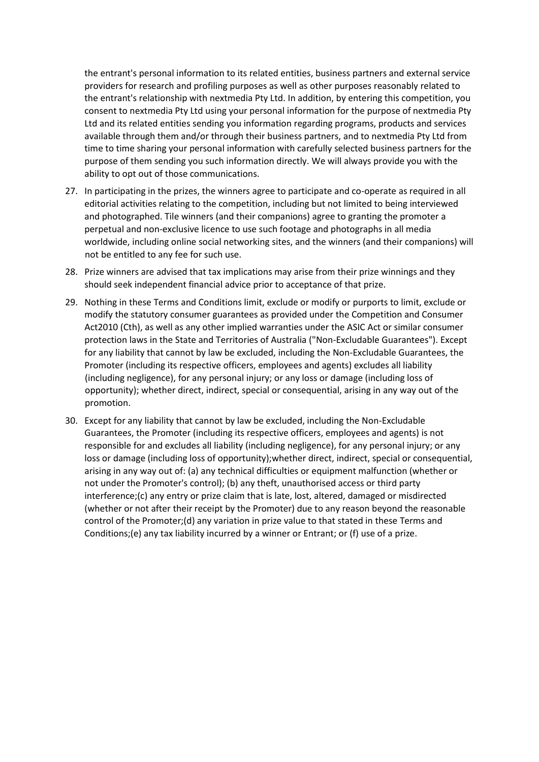the entrant's personal information to its related entities, business partners and external service providers for research and profiling purposes as well as other purposes reasonably related to the entrant's relationship with nextmedia Pty Ltd. In addition, by entering this competition, you consent to nextmedia Pty Ltd using your personal information for the purpose of nextmedia Pty Ltd and its related entities sending you information regarding programs, products and services available through them and/or through their business partners, and to nextmedia Pty Ltd from time to time sharing your personal information with carefully selected business partners for the purpose of them sending you such information directly. We will always provide you with the ability to opt out of those communications.

27. In participating in the prizes, the winners agree to participate and co-operate as required in all editorial activities relating to the competition, including but not limited to being interviewed and photographed. Tile winners (and their companions) agree to granting the promoter a perpetual and non-exclusive licence to use such footage and photographs in all media worldwide, including online social networking sites, and the winners (and their companions) will not be entitled to any fee for such use.

28. Prize winners are advised that tax implications may arise from their prize winnings and they should seek independent financial advice prior to acceptance of that prize.

29. Nothing in these Terms and Conditions limit, exclude or modify or purports to limit, exclude or modify the statutory consumer guarantees as provided under the Competition and Consumer Act2010 (Cth), as well as any other implied warranties under the ASIC Act or similar consumer protection laws in the State and Territories of Australia ("Non-Excludable Guarantees"). Except for any liability that cannot by law be excluded, including the Non-Excludable Guarantees, the Promoter (including its respective officers, employees and agents) excludes all liability (including negligence), for any personal injury; or any loss or damage (including loss of opportunity); whether direct, indirect, special or consequential, arising in any way out of the promotion.

30. Except for any liability that cannot by law be excluded, including the Non-Excludable Guarantees, the Promoter (including its respective officers, employees and agents) is not responsible for and excludes all liability (including negligence), for any personal injury; or any loss or damage (including loss of opportunity);whether direct, indirect, special or consequential, arising in any way out of: (a) any technical difficulties or equipment malfunction (whether or not under the Promoter's control); (b) any theft, unauthorised access or third party interference;(c) any entry or prize claim that is late, lost, altered, damaged or misdirected (whether or not after their receipt by the Promoter) due to any reason beyond the reasonable control of the Promoter;(d) any variation in prize value to that stated in these Terms and Conditions;(e) any tax liability incurred by a winner or Entrant; or (f) use of a prize.